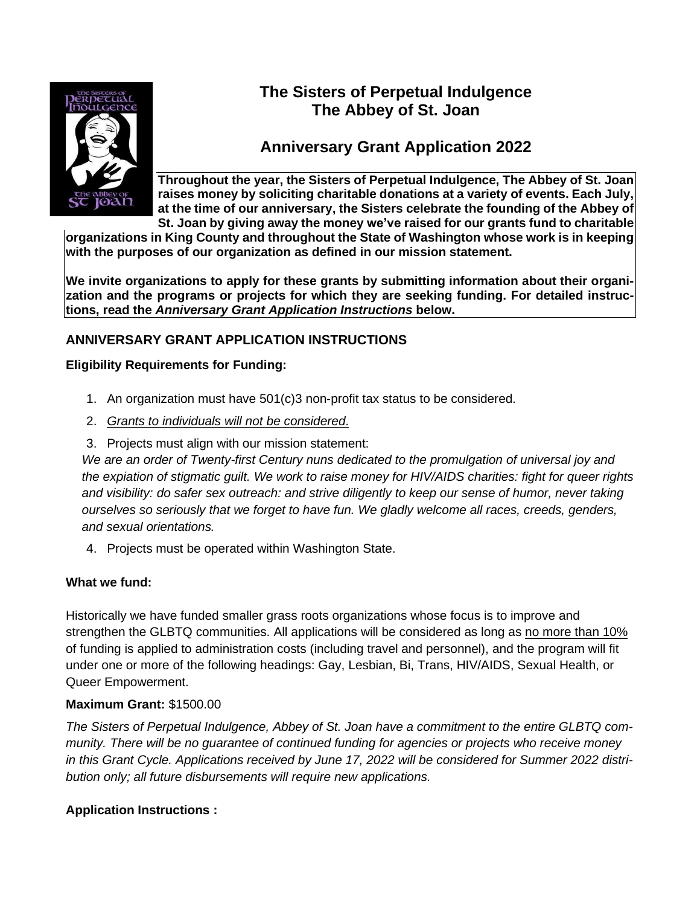# The Sisters of Perpetual Indulgence
# The Abbey of St. Joan

## Anniversary Grant Application 2022

**Throughout the year, the Sisters of Perpetual Indulgence, The Abbey of St. Joan raises money by soliciting charitable donations at a variety of events. Each July, at the time of our anniversary, the Sisters celebrate the founding of the Abbey of St. Joan by giving away the money we've raised for our grants fund to charitable organizations in King County and throughout the State of Washington whose work is in keeping with the purposes of our organization as defined in our mission statement.**

**We invite organizations to apply for these grants by submitting information about their organization and the programs or projects for which they are seeking funding. For detailed instructions, read the *Anniversary Grant Application Instructions* below.**

### ANNIVERSARY GRANT APPLICATION INSTRUCTIONS

**Eligibility Requirements for Funding:**

1. An organization must have 501(c)3 non-profit tax status to be considered.
2. *Grants to individuals will not be considered.*
3. Projects must align with our mission statement:

*We are an order of Twenty-first Century nuns dedicated to the promulgation of universal joy and the expiation of stigmatic guilt. We work to raise money for HIV/AIDS charities: fight for queer rights and visibility: do safer sex outreach: and strive diligently to keep our sense of humor, never taking ourselves so seriously that we forget to have fun. We gladly welcome all races, creeds, genders, and sexual orientations.*

4. Projects must be operated within Washington State.

**What we fund:**

Historically we have funded smaller grass roots organizations whose focus is to improve and strengthen the GLBTQ communities. All applications will be considered as long as no more than 10% of funding is applied to administration costs (including travel and personnel), and the program will fit under one or more of the following headings: Gay, Lesbian, Bi, Trans, HIV/AIDS, Sexual Health, or Queer Empowerment.

**Maximum Grant:** $1500.00

*The Sisters of Perpetual Indulgence, Abbey of St. Joan have a commitment to the entire GLBTQ community. There will be no guarantee of continued funding for agencies or projects who receive money in this Grant Cycle. Applications received by June 17, 2022 will be considered for Summer 2022 distribution only; all future disbursements will require new applications.*

**Application Instructions :**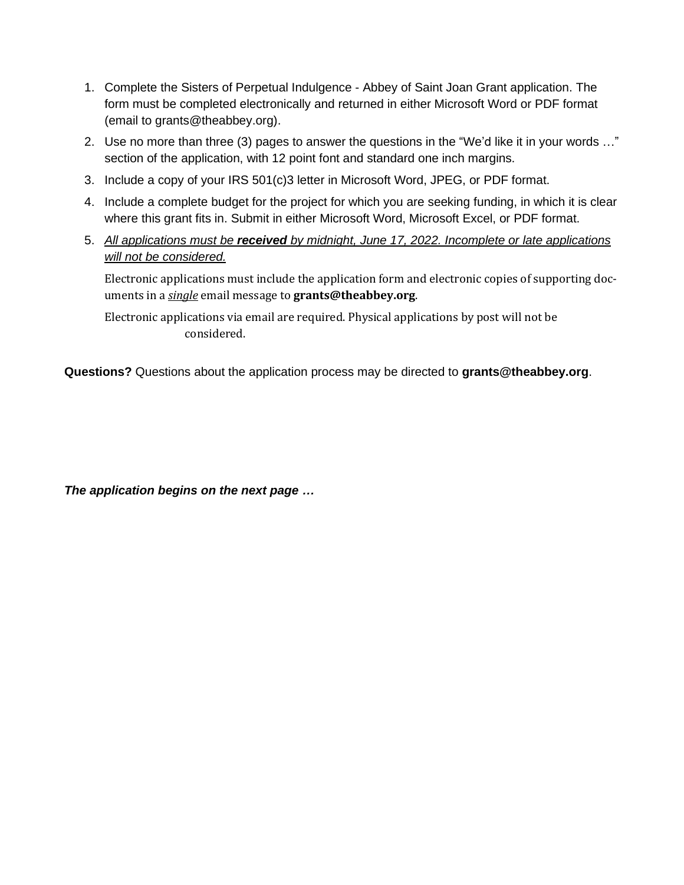1. Complete the Sisters of Perpetual Indulgence - Abbey of Saint Joan Grant application. The form must be completed electronically and returned in either Microsoft Word or PDF format (email to grants@theabbey.org).
2. Use no more than three (3) pages to answer the questions in the "We'd like it in your words …" section of the application, with 12 point font and standard one inch margins.
3. Include a copy of your IRS 501(c)3 letter in Microsoft Word, JPEG, or PDF format.
4. Include a complete budget for the project for which you are seeking funding, in which it is clear where this grant fits in. Submit in either Microsoft Word, Microsoft Excel, or PDF format.
5. *All applications must be **received** by midnight, June 17, 2022. Incomplete or late applications will not be considered.*

   Electronic applications must include the application form and electronic copies of supporting documents in a *single* email message to **grants@theabbey.org**.

   Electronic applications via email are required. Physical applications by post will not be considered.

**Questions?** Questions about the application process may be directed to **grants@theabbey.org**.

***The application begins on the next page …***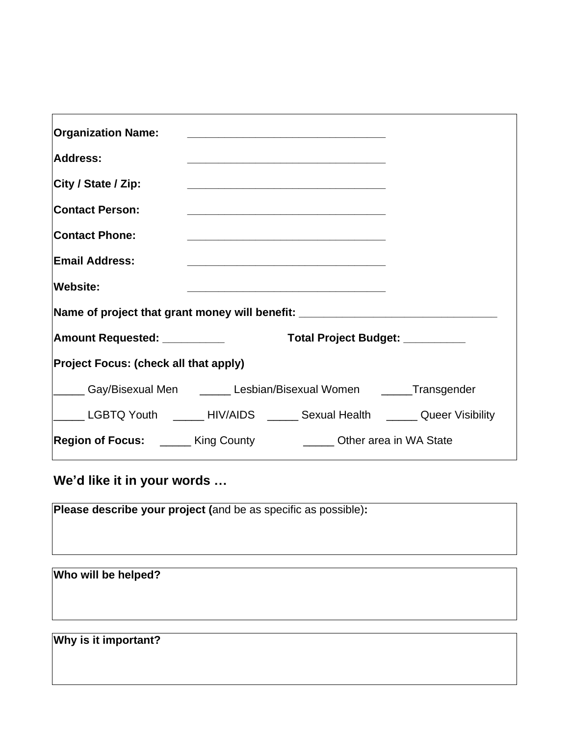**Organization Name:** ______________________________

**Address:** ______________________________

**City / State / Zip:** ______________________________

**Contact Person:** ______________________________

**Contact Phone:** ______________________________

**Email Address:** ______________________________

**Website:** ______________________________

**Name of project that grant money will benefit:** ______________________________

**Amount Requested:** __________ **Total Project Budget:** __________

**Project Focus: (check all that apply)**

_____ Gay/Bisexual Men _____ Lesbian/Bisexual Women _____Transgender

_____ LGBTQ Youth _____ HIV/AIDS _____ Sexual Health _____ Queer Visibility

**Region of Focus:** _____ King County _____ Other area in WA State

## We'd like it in your words …

**Please describe your project (**and be as specific as possible)**:**

**Who will be helped?**

**Why is it important?**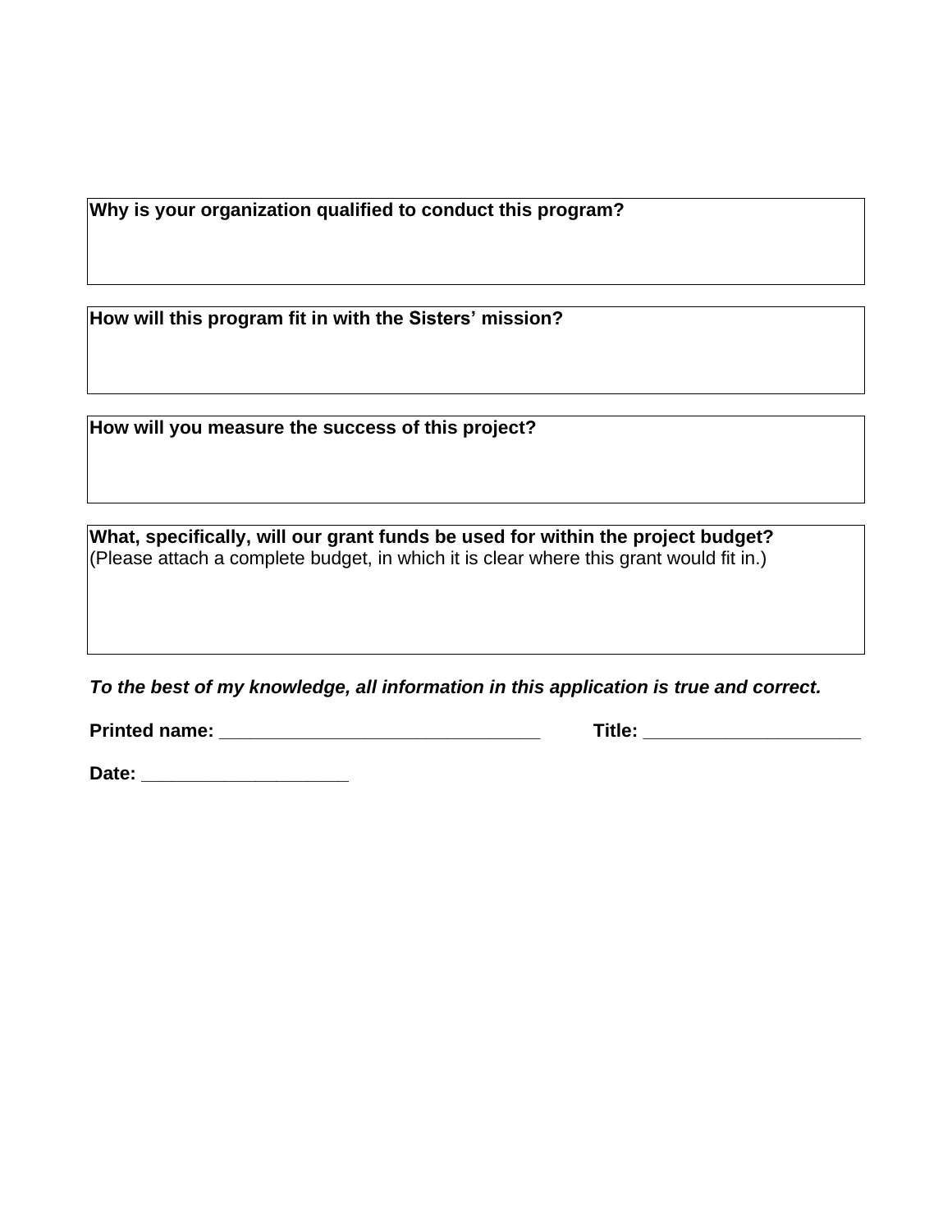**Why is your organization qualified to conduct this program?**

**How will this program fit in with the Sisters' mission?**

**How will you measure the success of this project?**

**What, specifically, will our grant funds be used for within the project budget?**
(Please attach a complete budget, in which it is clear where this grant would fit in.)

***To the best of my knowledge, all information in this application is true and correct.***

**Printed name:** ________________________________ **Title:** _____________________

**Date:** ____________________